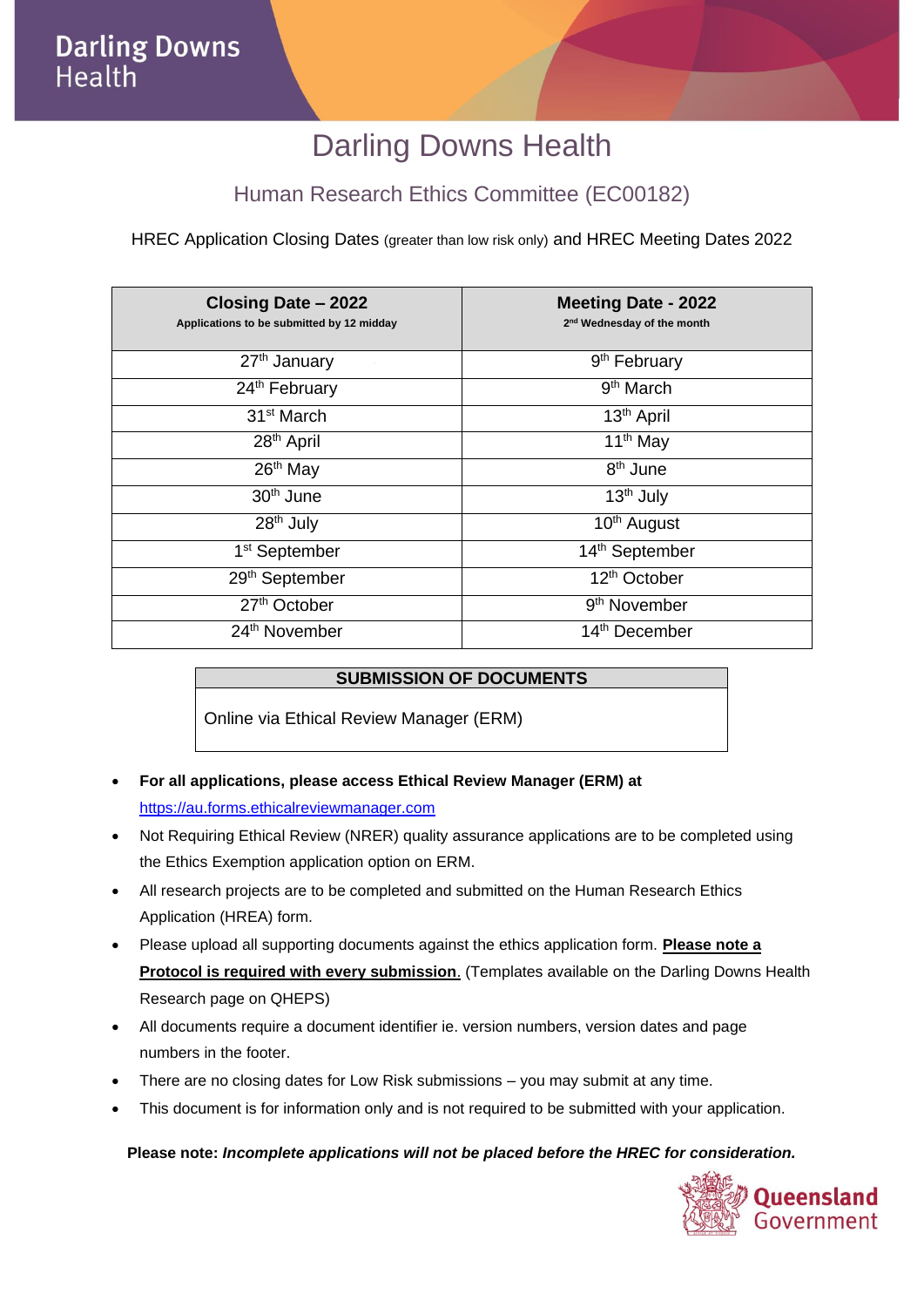# Darling Downs Health

## Human Research Ethics Committee (EC00182)

HREC Application Closing Dates (greater than low risk only) and HREC Meeting Dates 2022

| **Closing Date – 2022**<br>**Applications to be submitted by 12 midday** | **Meeting Date - 2022**<br>**2nd Wednesday of the month** |
|---|---|
| 27th January | 9th February |
| 24th February | 9th March |
| 31st March | 13th April |
| 28th April | 11th May |
| 26th May | 8th June |
| 30th June | 13th July |
| 28th July | 10th August |
| 1st September | 14th September |
| 29th September | 12th October |
| 27th October | 9th November |
| 24th November | 14th December |

| **SUBMISSION OF DOCUMENTS** |
|---|
| Online via Ethical Review Manager (ERM) |

- **For all applications, please access Ethical Review Manager (ERM) at** https://au.forms.ethicalreviewmanager.com
- Not Requiring Ethical Review (NRER) quality assurance applications are to be completed using the Ethics Exemption application option on ERM.
- All research projects are to be completed and submitted on the Human Research Ethics Application (HREA) form.
- Please upload all supporting documents against the ethics application form. **Please note a Protocol is required with every submission**. (Templates available on the Darling Downs Health Research page on QHEPS)
- All documents require a document identifier ie. version numbers, version dates and page numbers in the footer.
- There are no closing dates for Low Risk submissions – you may submit at any time.
- This document is for information only and is not required to be submitted with your application.

**Please note:** ***Incomplete applications will not be placed before the HREC for consideration.***

Queensland Government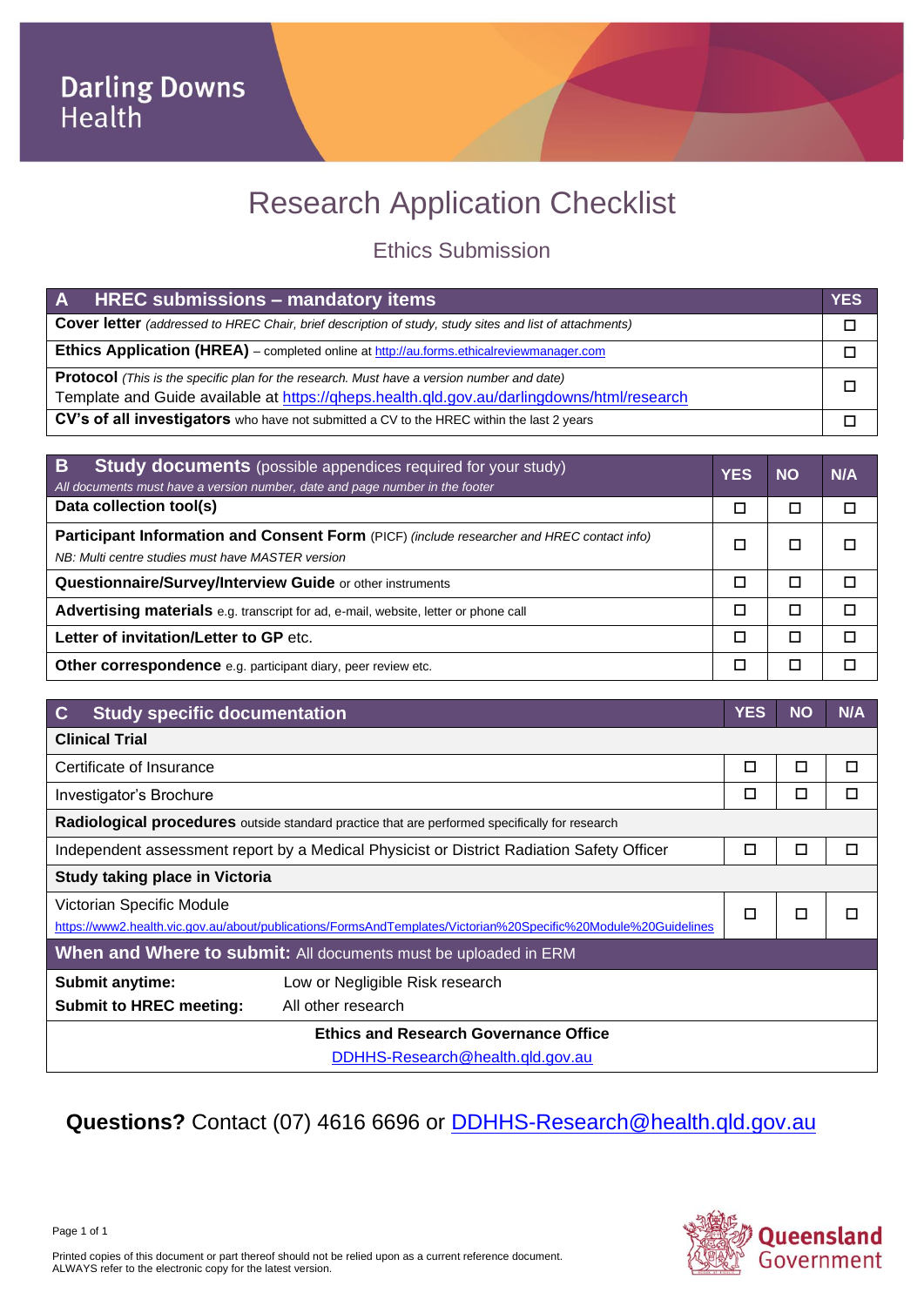Darling Downs Health

# Research Application Checklist

## Ethics Submission

| A HREC submissions – mandatory items | YES |
|---|---|
| **Cover letter** *(addressed to HREC Chair, brief description of study, study sites and list of attachments)* | ☐ |
| **Ethics Application (HREA)** – completed online at http://au.forms.ethicalreviewmanager.com | ☐ |
| **Protocol** *(This is the specific plan for the research. Must have a version number and date)* Template and Guide available at https://qheps.health.qld.gov.au/darlingdowns/html/research | ☐ |
| **CV's of all investigators** who have not submitted a CV to the HREC within the last 2 years | ☐ |

| **B Study documents** (possible appendices required for your study) *All documents must have a version number, date and page number in the footer* | YES | NO | N/A |
|---|---|---|---|
| **Data collection tool(s)** | ☐ | ☐ | ☐ |
| **Participant Information and Consent Form** (PICF) *(include researcher and HREC contact info)* *NB: Multi centre studies must have MASTER version* | ☐ | ☐ | ☐ |
| **Questionnaire/Survey/Interview Guide** or other instruments | ☐ | ☐ | ☐ |
| **Advertising materials** e.g. transcript for ad, e-mail, website, letter or phone call | ☐ | ☐ | ☐ |
| **Letter of invitation/Letter to GP** etc. | ☐ | ☐ | ☐ |
| **Other correspondence** e.g. participant diary, peer review etc. | ☐ | ☐ | ☐ |

| C Study specific documentation | YES | NO | N/A |
|---|---|---|---|
| **Clinical Trial** | | | |
| Certificate of Insurance | ☐ | ☐ | ☐ |
| Investigator's Brochure | ☐ | ☐ | ☐ |
| **Radiological procedures** outside standard practice that are performed specifically for research | | | |
| Independent assessment report by a Medical Physicist or District Radiation Safety Officer | ☐ | ☐ | ☐ |
| **Study taking place in Victoria** | | | |
| Victorian Specific Module https://www2.health.vic.gov.au/about/publications/FormsAndTemplates/Victorian%20Specific%20Module%20Guidelines | ☐ | ☐ | ☐ |

**When and Where to submit:** All documents must be uploaded in ERM

| | |
|---|---|
| **Submit anytime:** | Low or Negligible Risk research |
| **Submit to HREC meeting:** | All other research |

**Ethics and Research Governance Office**
DDHHS-Research@health.qld.gov.au

**Questions?** Contact (07) 4616 6696 or DDHHS-Research@health.qld.gov.au

Printed copies of this document or part thereof should not be relied upon as a current reference document.
ALWAYS refer to the electronic copy for the latest version.

Queensland Government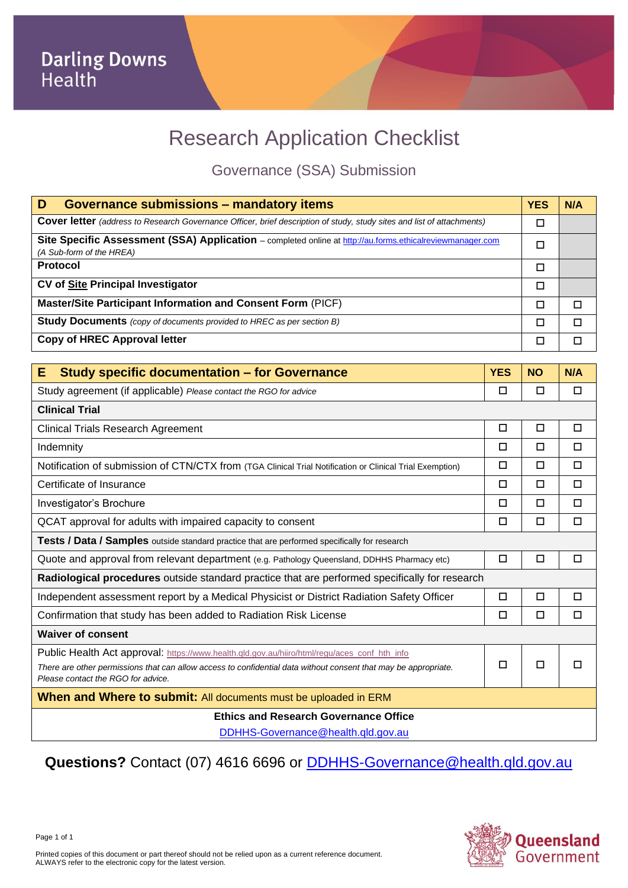# Research Application Checklist

## Governance (SSA) Submission

| D Governance submissions – mandatory items | YES | N/A |
|---|---|---|
| **Cover letter** *(address to Research Governance Officer, brief description of study, study sites and list of attachments)* | ☐ | |
| **Site Specific Assessment (SSA) Application** – completed online at http://au.forms.ethicalreviewmanager.com *(A Sub-form of the HREA)* | ☐ | |
| **Protocol** | ☐ | |
| **CV of Site Principal Investigator** | ☐ | |
| **Master/Site Participant Information and Consent Form** (PICF) | ☐ | ☐ |
| **Study Documents** *(copy of documents provided to HREC as per section B)* | ☐ | ☐ |
| **Copy of HREC Approval letter** | ☐ | ☐ |

| E Study specific documentation – for Governance | YES | NO | N/A |
|---|---|---|---|
| Study agreement (if applicable) *Please contact the RGO for advice* | ☐ | ☐ | ☐ |
| **Clinical Trial** | | | |
| Clinical Trials Research Agreement | ☐ | ☐ | ☐ |
| Indemnity | ☐ | ☐ | ☐ |
| Notification of submission of CTN/CTX from (TGA Clinical Trial Notification or Clinical Trial Exemption) | ☐ | ☐ | ☐ |
| Certificate of Insurance | ☐ | ☐ | ☐ |
| Investigator's Brochure | ☐ | ☐ | ☐ |
| QCAT approval for adults with impaired capacity to consent | ☐ | ☐ | ☐ |
| **Tests / Data / Samples** outside standard practice that are performed specifically for research | | | |
| Quote and approval from relevant department (e.g. Pathology Queensland, DDHHS Pharmacy etc) | ☐ | ☐ | ☐ |
| **Radiological procedures** outside standard practice that are performed specifically for research | | | |
| Independent assessment report by a Medical Physicist or District Radiation Safety Officer | ☐ | ☐ | ☐ |
| Confirmation that study has been added to Radiation Risk License | ☐ | ☐ | ☐ |
| **Waiver of consent** | | | |
| Public Health Act approval: https://www.health.qld.gov.au/hiiro/html/regu/aces_conf_hth_info *There are other permissions that can allow access to confidential data without consent that may be appropriate. Please contact the RGO for advice.* | ☐ | ☐ | ☐ |
| **When and Where to submit:** All documents must be uploaded in ERM | | | |
| **Ethics and Research Governance Office** DDHHS-Governance@health.qld.gov.au | | | |

**Questions?** Contact (07) 4616 6696 or DDHHS-Governance@health.qld.gov.au

Printed copies of this document or part thereof should not be relied upon as a current reference document.
ALWAYS refer to the electronic copy for the latest version.